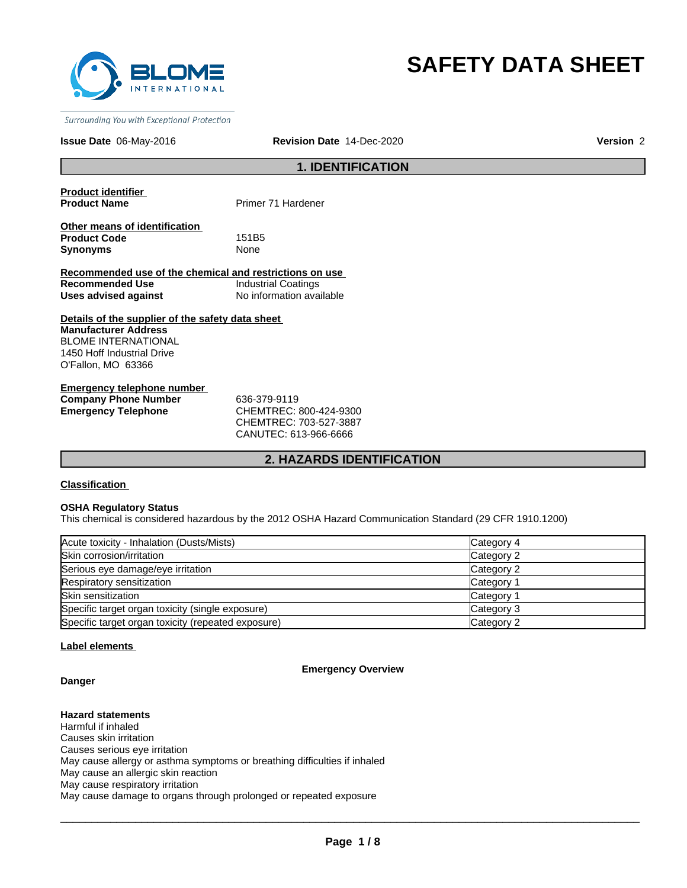BLOME INTERNATIONAL

*Surrounding You with Exceptional Protection*

# SAFETY DATA SHEET

**Issue Date** 06-May-2016 **Revision Date** 14-Dec-2020 **Version** 2

## 1. IDENTIFICATION

**Product identifier**

**Product Name** Primer 71 Hardener

**Other means of identification**

**Product Code** 151B5

**Synonyms** None

**Recommended use of the chemical and restrictions on use**

**Recommended Use** Industrial Coatings

**Uses advised against** No information available

**Details of the supplier of the safety data sheet**

**Manufacturer Address**
BLOME INTERNATIONAL
1450 Hoff Industrial Drive
O'Fallon, MO 63366

**Emergency telephone number**

**Company Phone Number** 636-379-9119

**Emergency Telephone** CHEMTREC: 800-424-9300
CHEMTREC: 703-527-3887
CANUTEC: 613-966-6666

## 2. HAZARDS IDENTIFICATION

**Classification**

**OSHA Regulatory Status**

This chemical is considered hazardous by the 2012 OSHA Hazard Communication Standard (29 CFR 1910.1200)

| | |
|---|---|
| Acute toxicity - Inhalation (Dusts/Mists) | Category 4 |
| Skin corrosion/irritation | Category 2 |
| Serious eye damage/eye irritation | Category 2 |
| Respiratory sensitization | Category 1 |
| Skin sensitization | Category 1 |
| Specific target organ toxicity (single exposure) | Category 3 |
| Specific target organ toxicity (repeated exposure) | Category 2 |

**Label elements**

**Emergency Overview**

**Danger**

**Hazard statements**

Harmful if inhaled
Causes skin irritation
Causes serious eye irritation
May cause allergy or asthma symptoms or breathing difficulties if inhaled
May cause an allergic skin reaction
May cause respiratory irritation
May cause damage to organs through prolonged or repeated exposure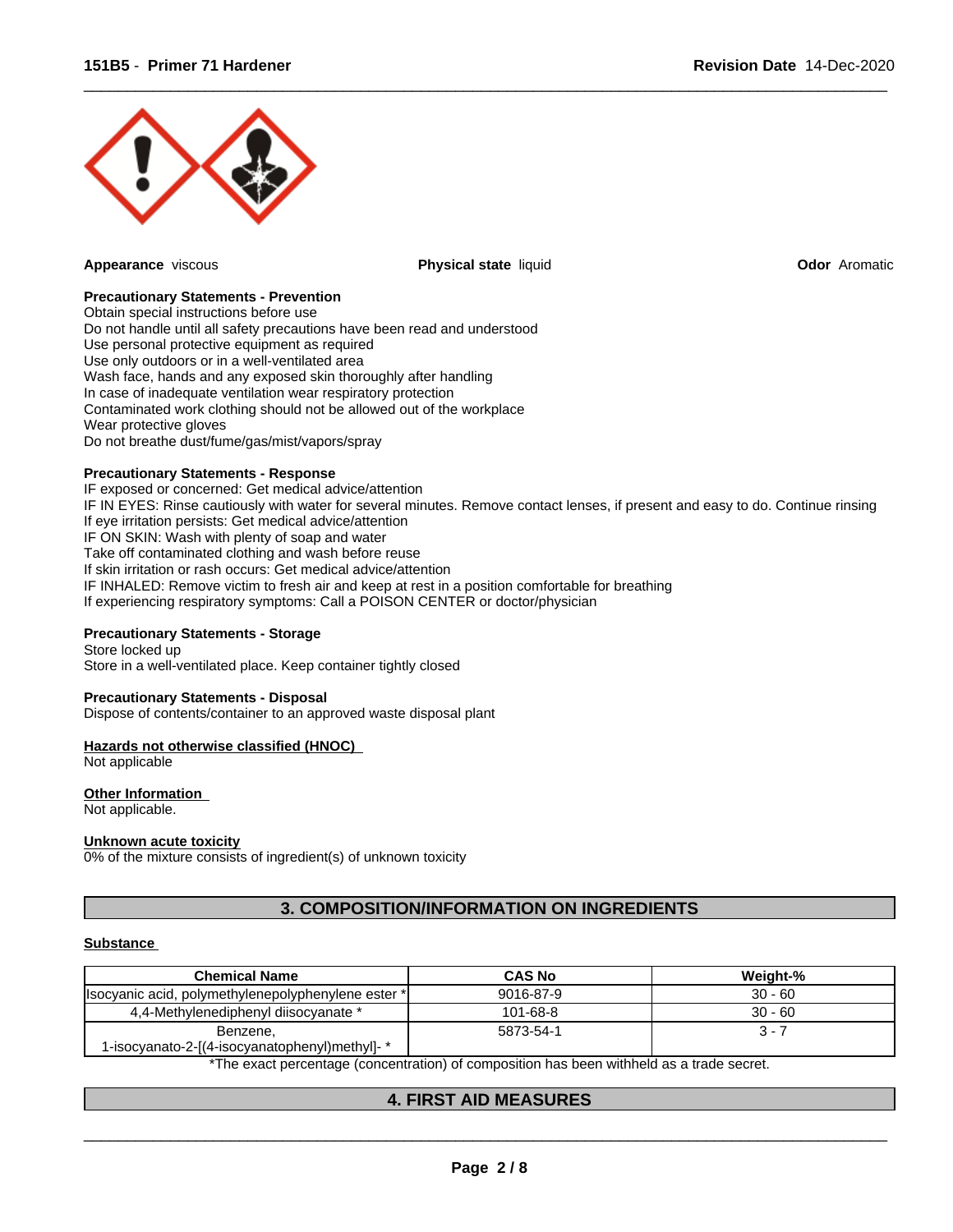**Appearance** viscous **Physical state** liquid **Odor** Aromatic

**Precautionary Statements - Prevention**
Obtain special instructions before use
Do not handle until all safety precautions have been read and understood
Use personal protective equipment as required
Use only outdoors or in a well-ventilated area
Wash face, hands and any exposed skin thoroughly after handling
In case of inadequate ventilation wear respiratory protection
Contaminated work clothing should not be allowed out of the workplace
Wear protective gloves
Do not breathe dust/fume/gas/mist/vapors/spray

**Precautionary Statements - Response**
IF exposed or concerned: Get medical advice/attention
IF IN EYES: Rinse cautiously with water for several minutes. Remove contact lenses, if present and easy to do. Continue rinsing
If eye irritation persists: Get medical advice/attention
IF ON SKIN: Wash with plenty of soap and water
Take off contaminated clothing and wash before reuse
If skin irritation or rash occurs: Get medical advice/attention
IF INHALED: Remove victim to fresh air and keep at rest in a position comfortable for breathing
If experiencing respiratory symptoms: Call a POISON CENTER or doctor/physician

**Precautionary Statements - Storage**
Store locked up
Store in a well-ventilated place. Keep container tightly closed

**Precautionary Statements - Disposal**
Dispose of contents/container to an approved waste disposal plant

**Hazards not otherwise classified (HNOC)**
Not applicable

**Other Information**
Not applicable.

**Unknown acute toxicity**
0% of the mixture consists of ingredient(s) of unknown toxicity

## 3. COMPOSITION/INFORMATION ON INGREDIENTS

**Substance**

| Chemical Name | CAS No | Weight-% |
|---|---|---|
| Isocyanic acid, polymethylenepolyphenylene ester * | 9016-87-9 | 30 - 60 |
| 4,4-Methylenediphenyl diisocyanate * | 101-68-8 | 30 - 60 |
| Benzene, 1-isocyanato-2-[(4-isocyanatophenyl)methyl]- * | 5873-54-1 | 3 - 7 |

*The exact percentage (concentration) of composition has been withheld as a trade secret.

## 4. FIRST AID MEASURES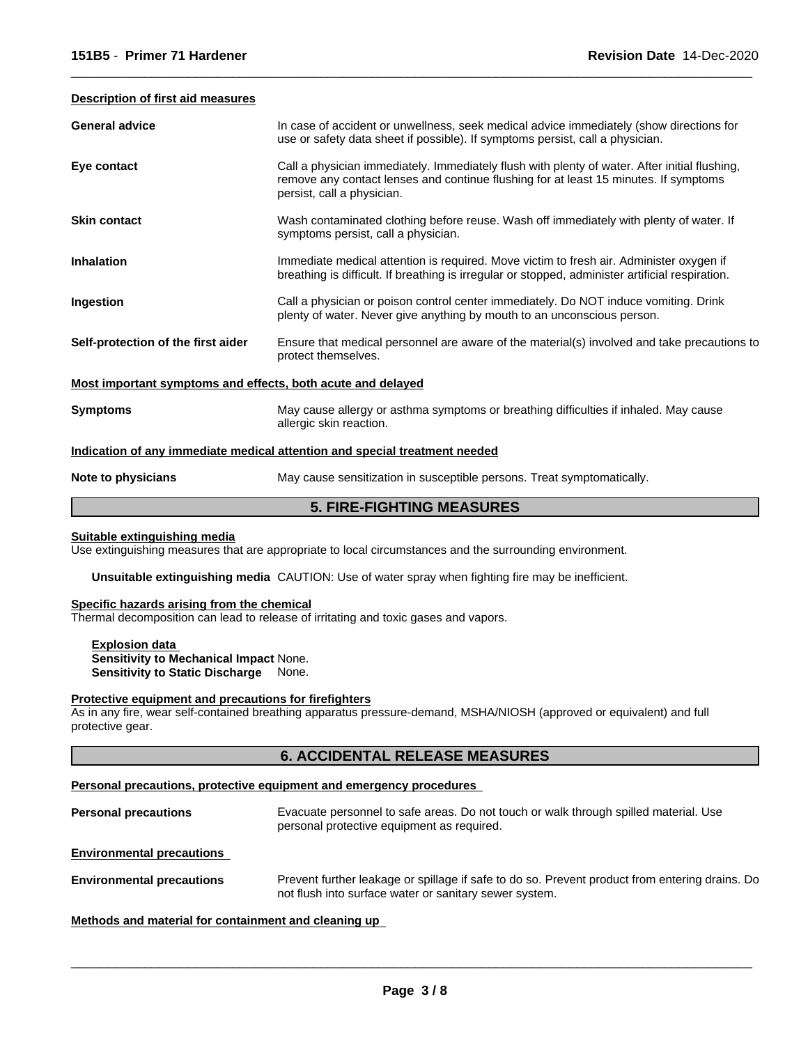#### Description of first aid measures

| | |
|---|---|
| **General advice** | In case of accident or unwellness, seek medical advice immediately (show directions for use or safety data sheet if possible). If symptoms persist, call a physician. |
| **Eye contact** | Call a physician immediately. Immediately flush with plenty of water. After initial flushing, remove any contact lenses and continue flushing for at least 15 minutes. If symptoms persist, call a physician. |
| **Skin contact** | Wash contaminated clothing before reuse. Wash off immediately with plenty of water. If symptoms persist, call a physician. |
| **Inhalation** | Immediate medical attention is required. Move victim to fresh air. Administer oxygen if breathing is difficult. If breathing is irregular or stopped, administer artificial respiration. |
| **Ingestion** | Call a physician or poison control center immediately. Do NOT induce vomiting. Drink plenty of water. Never give anything by mouth to an unconscious person. |
| **Self-protection of the first aider** | Ensure that medical personnel are aware of the material(s) involved and take precautions to protect themselves. |

#### Most important symptoms and effects, both acute and delayed

| | |
|---|---|
| **Symptoms** | May cause allergy or asthma symptoms or breathing difficulties if inhaled. May cause allergic skin reaction. |

#### Indication of any immediate medical attention and special treatment needed

| | |
|---|---|
| **Note to physicians** | May cause sensitization in susceptible persons. Treat symptomatically. |

## 5. FIRE-FIGHTING MEASURES

#### Suitable extinguishing media

Use extinguishing measures that are appropriate to local circumstances and the surrounding environment.

**Unsuitable extinguishing media** CAUTION: Use of water spray when fighting fire may be inefficient.

#### Specific hazards arising from the chemical

Thermal decomposition can lead to release of irritating and toxic gases and vapors.

**Explosion data**
**Sensitivity to Mechanical Impact** None.
**Sensitivity to Static Discharge** None.

#### Protective equipment and precautions for firefighters

As in any fire, wear self-contained breathing apparatus pressure-demand, MSHA/NIOSH (approved or equivalent) and full protective gear.

## 6. ACCIDENTAL RELEASE MEASURES

#### Personal precautions, protective equipment and emergency procedures

| | |
|---|---|
| **Personal precautions** | Evacuate personnel to safe areas. Do not touch or walk through spilled material. Use personal protective equipment as required. |

#### Environmental precautions

| | |
|---|---|
| **Environmental precautions** | Prevent further leakage or spillage if safe to do so. Prevent product from entering drains. Do not flush into surface water or sanitary sewer system. |

#### Methods and material for containment and cleaning up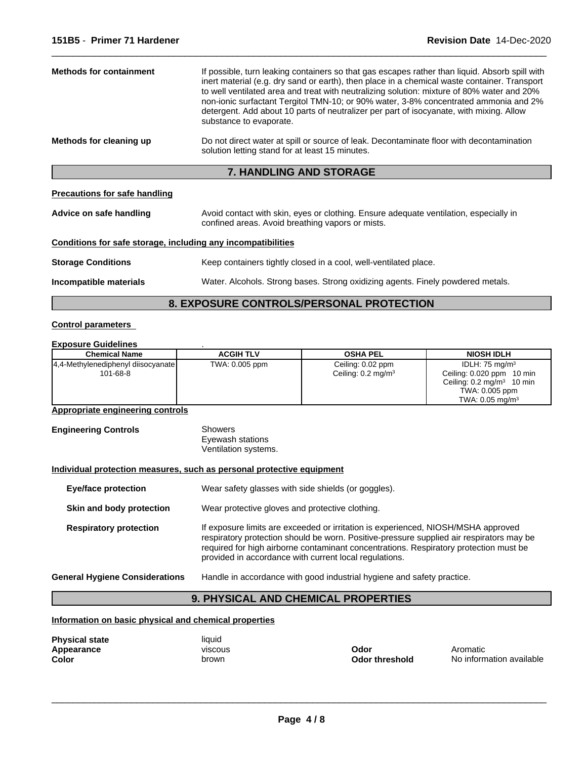**Methods for containment** If possible, turn leaking containers so that gas escapes rather than liquid. Absorb spill with inert material (e.g. dry sand or earth), then place in a chemical waste container. Transport to well ventilated area and treat with neutralizing solution: mixture of 80% water and 20% non-ionic surfactant Tergitol TMN-10; or 90% water, 3-8% concentrated ammonia and 2% detergent. Add about 10 parts of neutralizer per part of isocyanate, with mixing. Allow substance to evaporate.

**Methods for cleaning up** Do not direct water at spill or source of leak. Decontaminate floor with decontamination solution letting stand for at least 15 minutes.

## 7. HANDLING AND STORAGE

**Precautions for safe handling**

**Advice on safe handling** Avoid contact with skin, eyes or clothing. Ensure adequate ventilation, especially in confined areas. Avoid breathing vapors or mists.

**Conditions for safe storage, including any incompatibilities**

**Storage Conditions** Keep containers tightly closed in a cool, well-ventilated place.

**Incompatible materials** Water. Alcohols. Strong bases. Strong oxidizing agents. Finely powdered metals.

## 8. EXPOSURE CONTROLS/PERSONAL PROTECTION

**Control parameters**

**Exposure Guidelines** .

| Chemical Name | ACGIH TLV | OSHA PEL | NIOSH IDLH |
|---|---|---|---|
| 4,4-Methylenediphenyl diisocyanate<br>101-68-8 | TWA: 0.005 ppm | Ceiling: 0.02 ppm<br>Ceiling: 0.2 mg/m³ | IDLH: 75 mg/m³<br>Ceiling: 0.020 ppm 10 min<br>Ceiling: 0.2 mg/m³ 10 min<br>TWA: 0.005 ppm<br>TWA: 0.05 mg/m³ |

**Appropriate engineering controls**

**Engineering Controls** Showers
Eyewash stations
Ventilation systems.

**Individual protection measures, such as personal protective equipment**

**Eye/face protection** Wear safety glasses with side shields (or goggles).

**Skin and body protection** Wear protective gloves and protective clothing.

**Respiratory protection** If exposure limits are exceeded or irritation is experienced, NIOSH/MSHA approved respiratory protection should be worn. Positive-pressure supplied air respirators may be required for high airborne contaminant concentrations. Respiratory protection must be provided in accordance with current local regulations.

**General Hygiene Considerations** Handle in accordance with good industrial hygiene and safety practice.

## 9. PHYSICAL AND CHEMICAL PROPERTIES

**Information on basic physical and chemical properties**

**Physical state** liquid
**Appearance** viscous
**Color** brown
**Odor** Aromatic
**Odor threshold** No information available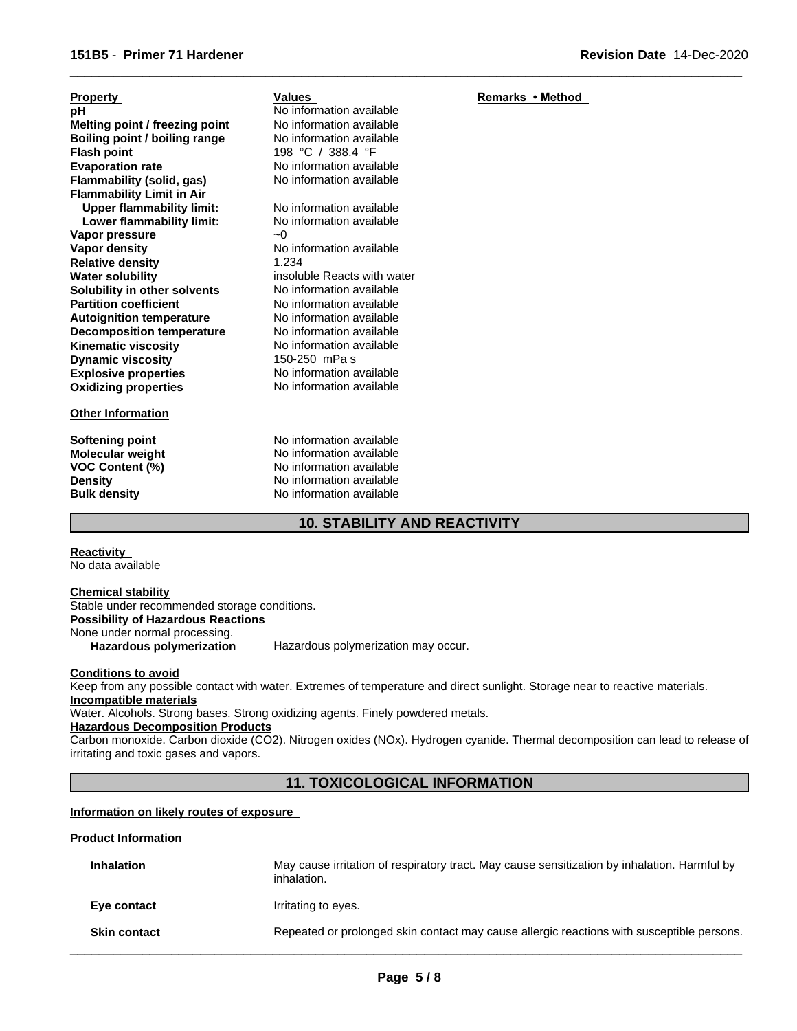| Property | Values | Remarks • Method |
| --- | --- | --- |
| **pH** | No information available | |
| **Melting point / freezing point** | No information available | |
| **Boiling point / boiling range** | No information available | |
| **Flash point** | 198 °C / 388.4 °F | |
| **Evaporation rate** | No information available | |
| **Flammability (solid, gas)** | No information available | |
| **Flammability Limit in Air** | | |
| **Upper flammability limit:** | No information available | |
| **Lower flammability limit:** | No information available | |
| **Vapor pressure** | ~0 | |
| **Vapor density** | No information available | |
| **Relative density** | 1.234 | |
| **Water solubility** | insoluble Reacts with water | |
| **Solubility in other solvents** | No information available | |
| **Partition coefficient** | No information available | |
| **Autoignition temperature** | No information available | |
| **Decomposition temperature** | No information available | |
| **Kinematic viscosity** | No information available | |
| **Dynamic viscosity** | 150-250 mPa s | |
| **Explosive properties** | No information available | |
| **Oxidizing properties** | No information available | |

**Other Information**

| | |
| --- | --- |
| **Softening point** | No information available |
| **Molecular weight** | No information available |
| **VOC Content (%)** | No information available |
| **Density** | No information available |
| **Bulk density** | No information available |

## 10. STABILITY AND REACTIVITY

**Reactivity**
No data available

**Chemical stability**
Stable under recommended storage conditions.

**Possibility of Hazardous Reactions**
None under normal processing.

**Hazardous polymerization** Hazardous polymerization may occur.

**Conditions to avoid**
Keep from any possible contact with water. Extremes of temperature and direct sunlight. Storage near to reactive materials.

**Incompatible materials**
Water. Alcohols. Strong bases. Strong oxidizing agents. Finely powdered metals.

**Hazardous Decomposition Products**
Carbon monoxide. Carbon dioxide ($CO_2$). Nitrogen oxides ($NO_x$). Hydrogen cyanide. Thermal decomposition can lead to release of irritating and toxic gases and vapors.

## 11. TOXICOLOGICAL INFORMATION

**Information on likely routes of exposure**

**Product Information**

| | |
| --- | --- |
| **Inhalation** | May cause irritation of respiratory tract. May cause sensitization by inhalation. Harmful by inhalation. |
| **Eye contact** | Irritating to eyes. |
| **Skin contact** | Repeated or prolonged skin contact may cause allergic reactions with susceptible persons. |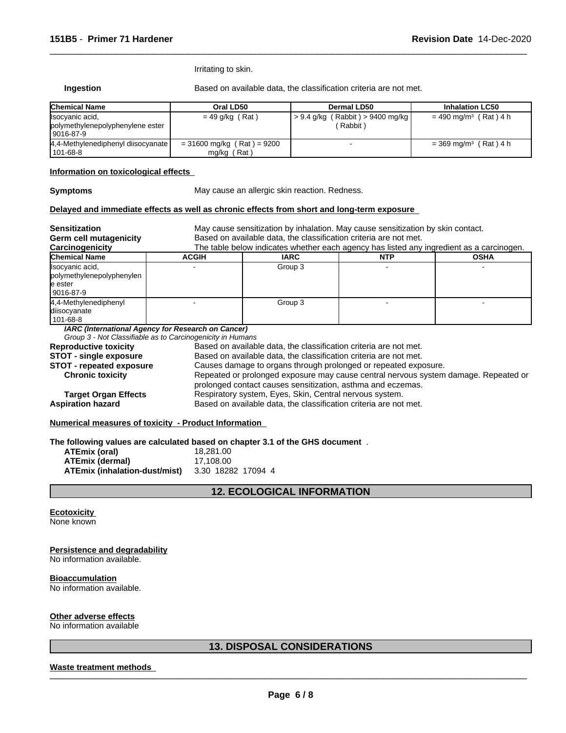Irritating to skin.

**Ingestion** Based on available data, the classification criteria are not met.

| Chemical Name | Oral LD50 | Dermal LD50 | Inhalation LC50 |
|---|---|---|---|
| Isocyanic acid, polymethylenepolyphenylene ester 9016-87-9 | = 49 g/kg ( Rat ) | > 9.4 g/kg ( Rabbit ) > 9400 mg/kg ( Rabbit ) | = 490 mg/m³ ( Rat ) 4 h |
| 4,4-Methylenediphenyl diisocyanate 101-68-8 | = 31600 mg/kg ( Rat ) = 9200 mg/kg ( Rat ) | - | = 369 mg/m³ ( Rat ) 4 h |

**Information on toxicological effects**

**Symptoms** May cause an allergic skin reaction. Redness.

**Delayed and immediate effects as well as chronic effects from short and long-term exposure**

**Sensitization** May cause sensitization by inhalation. May cause sensitization by skin contact.

**Germ cell mutagenicity** Based on available data, the classification criteria are not met.

**Carcinogenicity** The table below indicates whether each agency has listed any ingredient as a carcinogen.

| Chemical Name | ACGIH | IARC | NTP | OSHA |
|---|---|---|---|---|
| Isocyanic acid, polymethylenepolyphenylene ester 9016-87-9 | - | Group 3 | - | - |
| 4,4-Methylenediphenyl diisocyanate 101-68-8 | - | Group 3 | - | - |

*IARC (International Agency for Research on Cancer)*
*Group 3 - Not Classifiable as to Carcinogenicity in Humans*

**Reproductive toxicity** Based on available data, the classification criteria are not met.

**STOT - single exposure** Based on available data, the classification criteria are not met.

**STOT - repeated exposure** Causes damage to organs through prolonged or repeated exposure.

**Chronic toxicity** Repeated or prolonged exposure may cause central nervous system damage. Repeated or prolonged contact causes sensitization, asthma and eczemas.

**Target Organ Effects** Respiratory system, Eyes, Skin, Central nervous system.

**Aspiration hazard** Based on available data, the classification criteria are not met.

**Numerical measures of toxicity - Product Information**

**The following values are calculated based on chapter 3.1 of the GHS document** .

**ATEmix (oral)** 18,281.00
**ATEmix (dermal)** 17,108.00
**ATEmix (inhalation-dust/mist)** 3.30 18282 17094 4

## 12. ECOLOGICAL INFORMATION

**Ecotoxicity**
None known

**Persistence and degradability**
No information available.

**Bioaccumulation**
No information available.

**Other adverse effects**
No information available

## 13. DISPOSAL CONSIDERATIONS

**Waste treatment methods**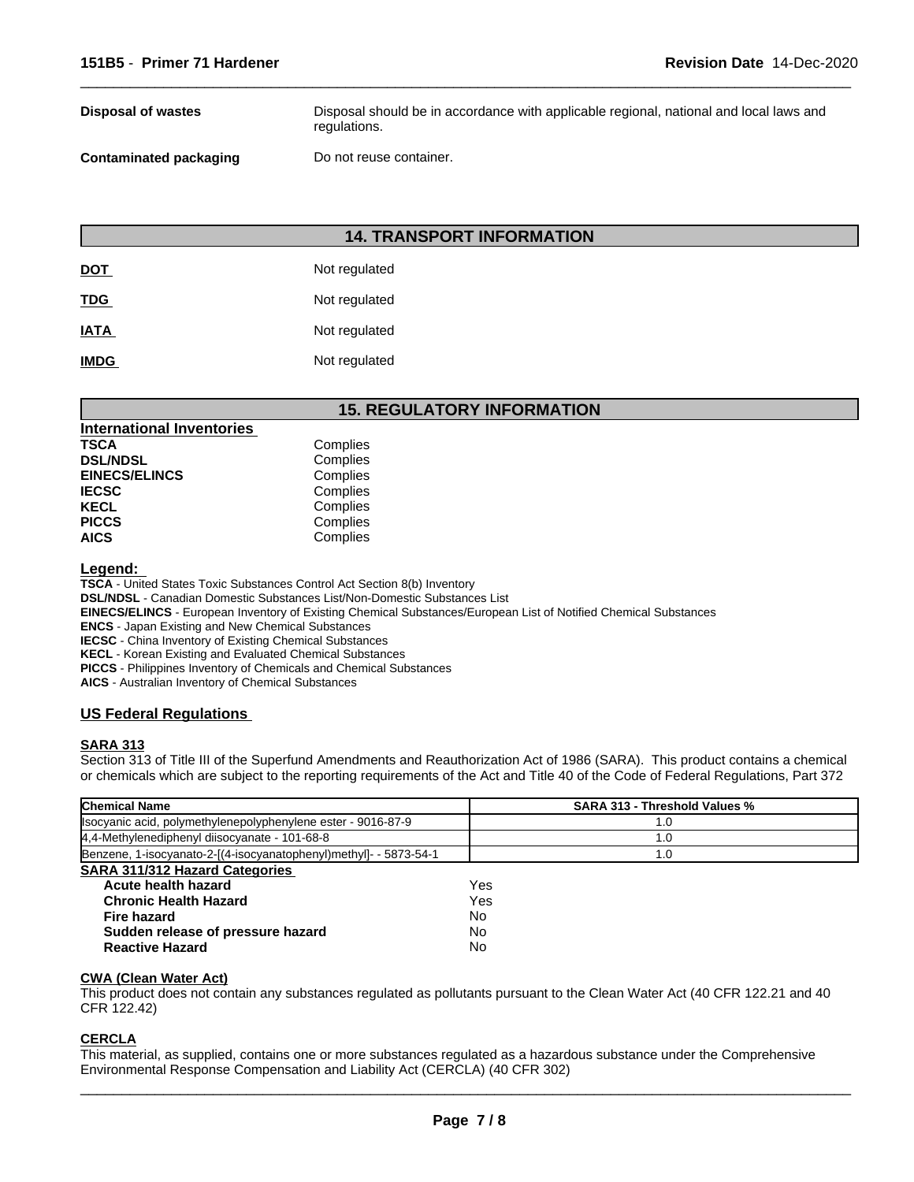| | |
|---|---|
| **Disposal of wastes** | Disposal should be in accordance with applicable regional, national and local laws and regulations. |
| **Contaminated packaging** | Do not reuse container. |

## 14. TRANSPORT INFORMATION

| | |
|---|---|
| **DOT** | Not regulated |
| **TDG** | Not regulated |
| **IATA** | Not regulated |
| **IMDG** | Not regulated |

## 15. REGULATORY INFORMATION

**International Inventories**

| | |
|---|---|
| **TSCA** | Complies |
| **DSL/NDSL** | Complies |
| **EINECS/ELINCS** | Complies |
| **IECSC** | Complies |
| **KECL** | Complies |
| **PICCS** | Complies |
| **AICS** | Complies |

**Legend:**

**TSCA** - United States Toxic Substances Control Act Section 8(b) Inventory
**DSL/NDSL** - Canadian Domestic Substances List/Non-Domestic Substances List
**EINECS/ELINCS** - European Inventory of Existing Chemical Substances/European List of Notified Chemical Substances
**ENCS** - Japan Existing and New Chemical Substances
**IECSC** - China Inventory of Existing Chemical Substances
**KECL** - Korean Existing and Evaluated Chemical Substances
**PICCS** - Philippines Inventory of Chemicals and Chemical Substances
**AICS** - Australian Inventory of Chemical Substances

### US Federal Regulations

**SARA 313**

Section 313 of Title III of the Superfund Amendments and Reauthorization Act of 1986 (SARA). This product contains a chemical or chemicals which are subject to the reporting requirements of the Act and Title 40 of the Code of Federal Regulations, Part 372

| Chemical Name | SARA 313 - Threshold Values % |
|---|---|
| Isocyanic acid, polymethylenepolyphenylene ester - 9016-87-9 | 1.0 |
| 4,4-Methylenediphenyl diisocyanate - 101-68-8 | 1.0 |
| Benzene, 1-isocyanato-2-[(4-isocyanatophenyl)methyl]- - 5873-54-1 | 1.0 |

**SARA 311/312 Hazard Categories**

| | |
|---|---|
| **Acute health hazard** | Yes |
| **Chronic Health Hazard** | Yes |
| **Fire hazard** | No |
| **Sudden release of pressure hazard** | No |
| **Reactive Hazard** | No |

**CWA (Clean Water Act)**

This product does not contain any substances regulated as pollutants pursuant to the Clean Water Act (40 CFR 122.21 and 40 CFR 122.42)

**CERCLA**

This material, as supplied, contains one or more substances regulated as a hazardous substance under the Comprehensive Environmental Response Compensation and Liability Act (CERCLA) (40 CFR 302)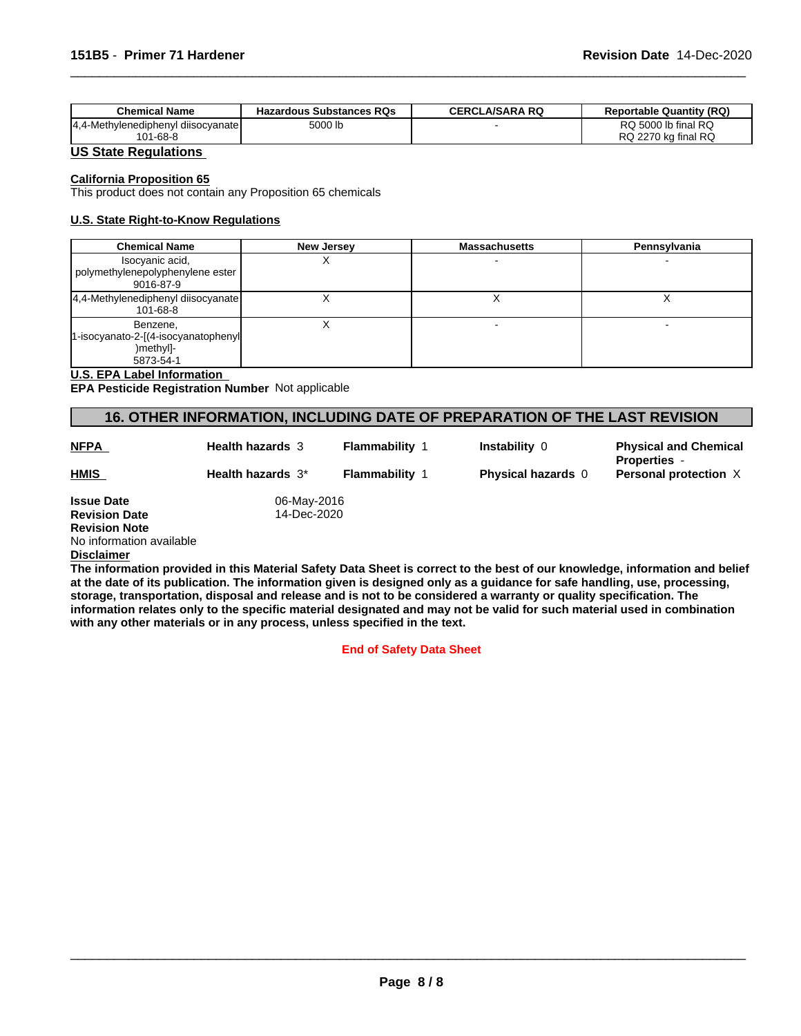| Chemical Name | Hazardous Substances RQs | CERCLA/SARA RQ | Reportable Quantity (RQ) |
|---|---|---|---|
| 4,4-Methylenediphenyl diisocyanate<br>101-68-8 | 5000 lb | - | RQ 5000 lb final RQ<br>RQ 2270 kg final RQ |

## US State Regulations

### California Proposition 65

This product does not contain any Proposition 65 chemicals

### U.S. State Right-to-Know Regulations

| Chemical Name | New Jersey | Massachusetts | Pennsylvania |
|---|---|---|---|
| Isocyanic acid, polymethylenepolyphenylene ester<br>9016-87-9 | X | - | - |
| 4,4-Methylenediphenyl diisocyanate<br>101-68-8 | X | X | X |
| Benzene, 1-isocyanato-2-[(4-isocyanatophenyl)methyl]-<br>5873-54-1 | X | - | - |

### U.S. EPA Label Information

**EPA Pesticide Registration Number** Not applicable

## 16. OTHER INFORMATION, INCLUDING DATE OF PREPARATION OF THE LAST REVISION

| | | | | |
|---|---|---|---|---|
| **NFPA** | **Health hazards** 3 | **Flammability** 1 | **Instability** 0 | **Physical and Chemical Properties** - |
| **HMIS** | **Health hazards** 3* | **Flammability** 1 | **Physical hazards** 0 | **Personal protection** X |

**Issue Date** 06-May-2016
**Revision Date** 14-Dec-2020
**Revision Note**
No information available

**Disclaimer**

**The information provided in this Material Safety Data Sheet is correct to the best of our knowledge, information and belief at the date of its publication. The information given is designed only as a guidance for safe handling, use, processing, storage, transportation, disposal and release and is not to be considered a warranty or quality specification. The information relates only to the specific material designated and may not be valid for such material used in combination with any other materials or in any process, unless specified in the text.**

**End of Safety Data Sheet**